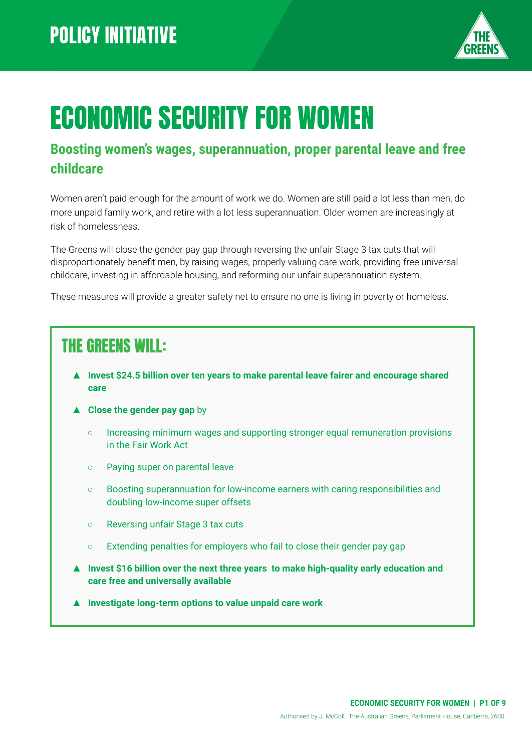POLICY INITIATIVE

# ECONOMIC SECURITY FOR WOMEN

## Boosting women's wages, superannuation, proper parental leave and free childcare

Women aren't paid enough for the amount of work we do. Women are still paid a lot less than men, do more unpaid family work, and retire with a lot less superannuation. Older women are increasingly at risk of homelessness.

The Greens will close the gender pay gap through reversing the unfair Stage 3 tax cuts that will disproportionately benefit men, by raising wages, properly valuing care work, providing free universal childcare, investing in affordable housing, and reforming our unfair superannuation system.

These measures will provide a greater safety net to ensure no one is living in poverty or homeless.

## THE GREENS WILL:

- **Invest $24.5 billion over ten years to make parental leave fairer and encourage shared care**
- **Close the gender pay gap** by
    - Increasing minimum wages and supporting stronger equal remuneration provisions in the Fair Work Act
    - Paying super on parental leave
    - Boosting superannuation for low-income earners with caring responsibilities and doubling low-income super offsets
    - Reversing unfair Stage 3 tax cuts
    - Extending penalties for employers who fail to close their gender pay gap
- **Invest $16 billion over the next three years to make high-quality early education and care free and universally available**
- **Investigate long-term options to value unpaid care work**

Authorised by J. McColl, The Australian Greens, Parliament House, Canberra, 2600.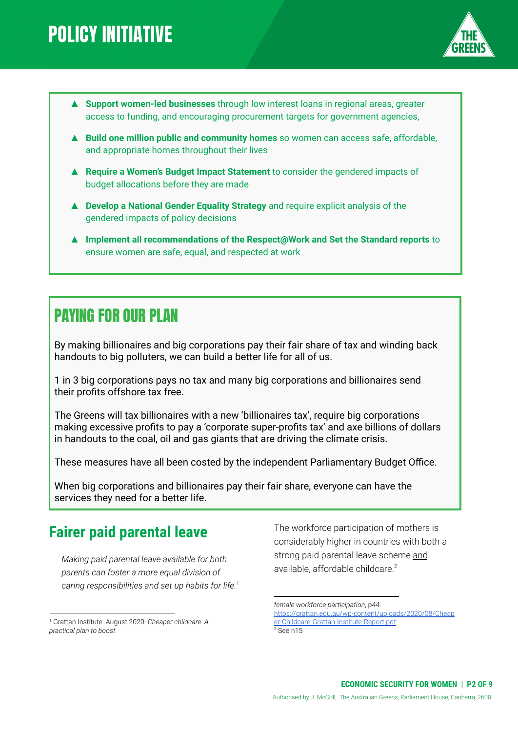# POLICY INITIATIVE

- **Support women-led businesses** through low interest loans in regional areas, greater access to funding, and encouraging procurement targets for government agencies,
- **Build one million public and community homes** so women can access safe, affordable, and appropriate homes throughout their lives
- **Require a Women's Budget Impact Statement** to consider the gendered impacts of budget allocations before they are made
- **Develop a National Gender Equality Strategy** and require explicit analysis of the gendered impacts of policy decisions
- **Implement all recommendations of the Respect@Work and Set the Standard reports** to ensure women are safe, equal, and respected at work

## PAYING FOR OUR PLAN

By making billionaires and big corporations pay their fair share of tax and winding back handouts to big polluters, we can build a better life for all of us.

1 in 3 big corporations pays no tax and many big corporations and billionaires send their profits offshore tax free.

The Greens will tax billionaires with a new 'billionaires tax', require big corporations making excessive profits to pay a 'corporate super-profits tax' and axe billions of dollars in handouts to the coal, oil and gas giants that are driving the climate crisis.

These measures have all been costed by the independent Parliamentary Budget Office.

When big corporations and billionaires pay their fair share, everyone can have the services they need for a better life.

## Fairer paid parental leave

*Making paid parental leave available for both parents can foster a more equal division of caring responsibilities and set up habits for life.*[1]

The workforce participation of mothers is considerably higher in countries with both a strong paid parental leave scheme and available, affordable childcare.[2]

[1] Grattan Institute. August 2020. *Cheaper childcare: A practical plan to boost female workforce participation*, p44. https://grattan.edu.au/wp-content/uploads/2020/08/Cheaper-Childcare-Grattan-Institute-Report.pdf

[2] See n15

Authorised by J. McColl, The Australian Greens, Parliament House, Canberra, 2600.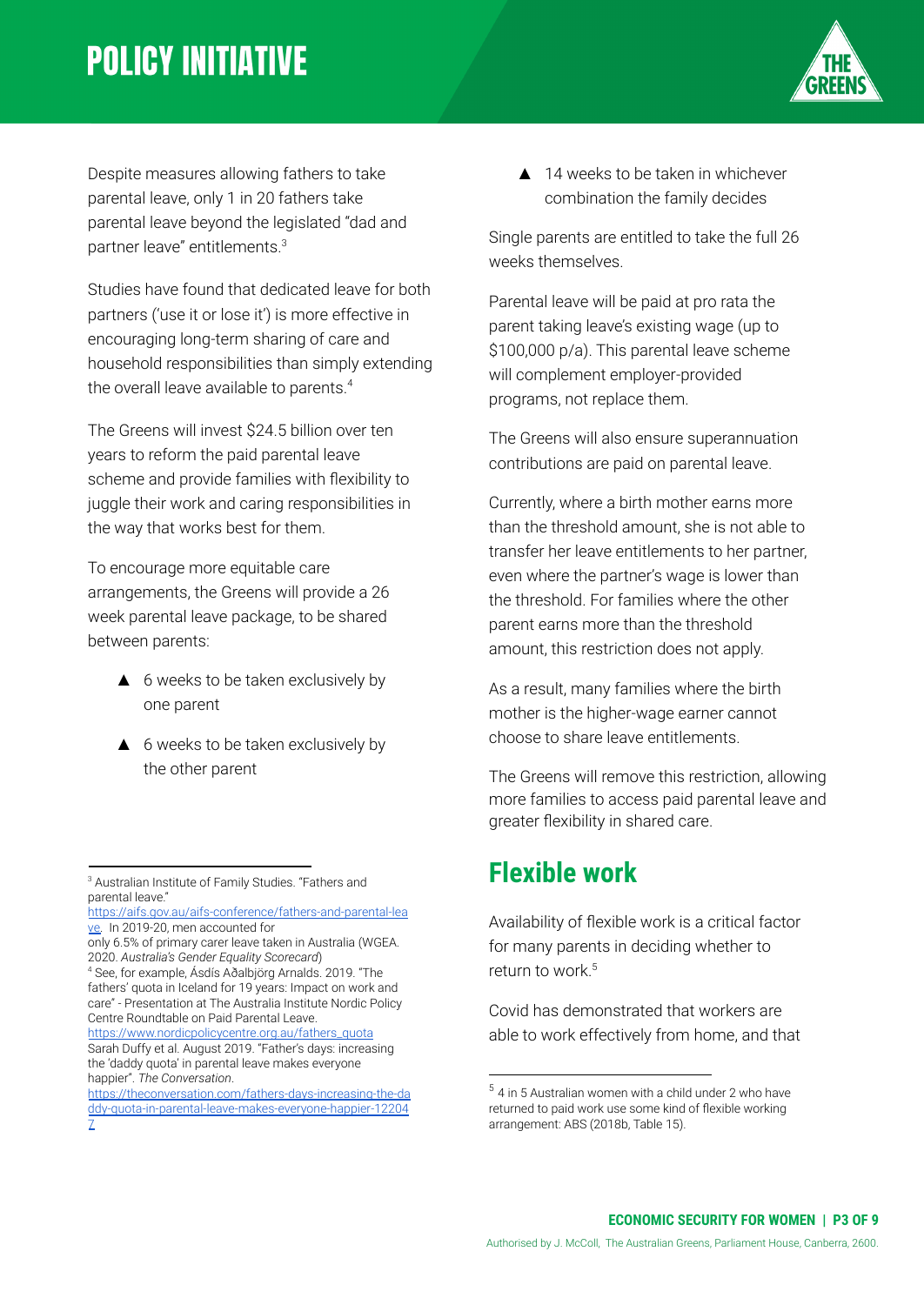Despite measures allowing fathers to take parental leave, only 1 in 20 fathers take parental leave beyond the legislated "dad and partner leave" entitlements.[3]

Studies have found that dedicated leave for both partners ('use it or lose it') is more effective in encouraging long-term sharing of care and household responsibilities than simply extending the overall leave available to parents.[4]

The Greens will invest $24.5 billion over ten years to reform the paid parental leave scheme and provide families with flexibility to juggle their work and caring responsibilities in the way that works best for them.

To encourage more equitable care arrangements, the Greens will provide a 26 week parental leave package, to be shared between parents:

- 6 weeks to be taken exclusively by one parent
- 6 weeks to be taken exclusively by the other parent
- 14 weeks to be taken in whichever combination the family decides

Single parents are entitled to take the full 26 weeks themselves.

Parental leave will be paid at pro rata the parent taking leave's existing wage (up to $100,000 p/a). This parental leave scheme will complement employer-provided programs, not replace them.

The Greens will also ensure superannuation contributions are paid on parental leave.

Currently, where a birth mother earns more than the threshold amount, she is not able to transfer her leave entitlements to her partner, even where the partner's wage is lower than the threshold. For families where the other parent earns more than the threshold amount, this restriction does not apply.

As a result, many families where the birth mother is the higher-wage earner cannot choose to share leave entitlements.

The Greens will remove this restriction, allowing more families to access paid parental leave and greater flexibility in shared care.

## Flexible work

Availability of flexible work is a critical factor for many parents in deciding whether to return to work.[5]

Covid has demonstrated that workers are able to work effectively from home, and that

---

[3] Australian Institute of Family Studies. "Fathers and parental leave." https://aifs.gov.au/aifs-conference/fathers-and-parental-leave. In 2019-20, men accounted for only 6.5% of primary carer leave taken in Australia (WGEA. 2020. *Australia's Gender Equality Scorecard*)

[4] See, for example, Ásdís Aðalbjörg Arnalds. 2019. "The fathers' quota in Iceland for 19 years: Impact on work and care" - Presentation at The Australia Institute Nordic Policy Centre Roundtable on Paid Parental Leave. https://www.nordicpolicycentre.org.au/fathers_quota Sarah Duffy et al. August 2019. "Father's days: increasing the 'daddy quota' in parental leave makes everyone happier". *The Conversation*. https://theconversation.com/fathers-days-increasing-the-daddy-quota-in-parental-leave-makes-everyone-happier-122047

[5] 4 in 5 Australian women with a child under 2 who have returned to paid work use some kind of flexible working arrangement: ABS (2018b, Table 15).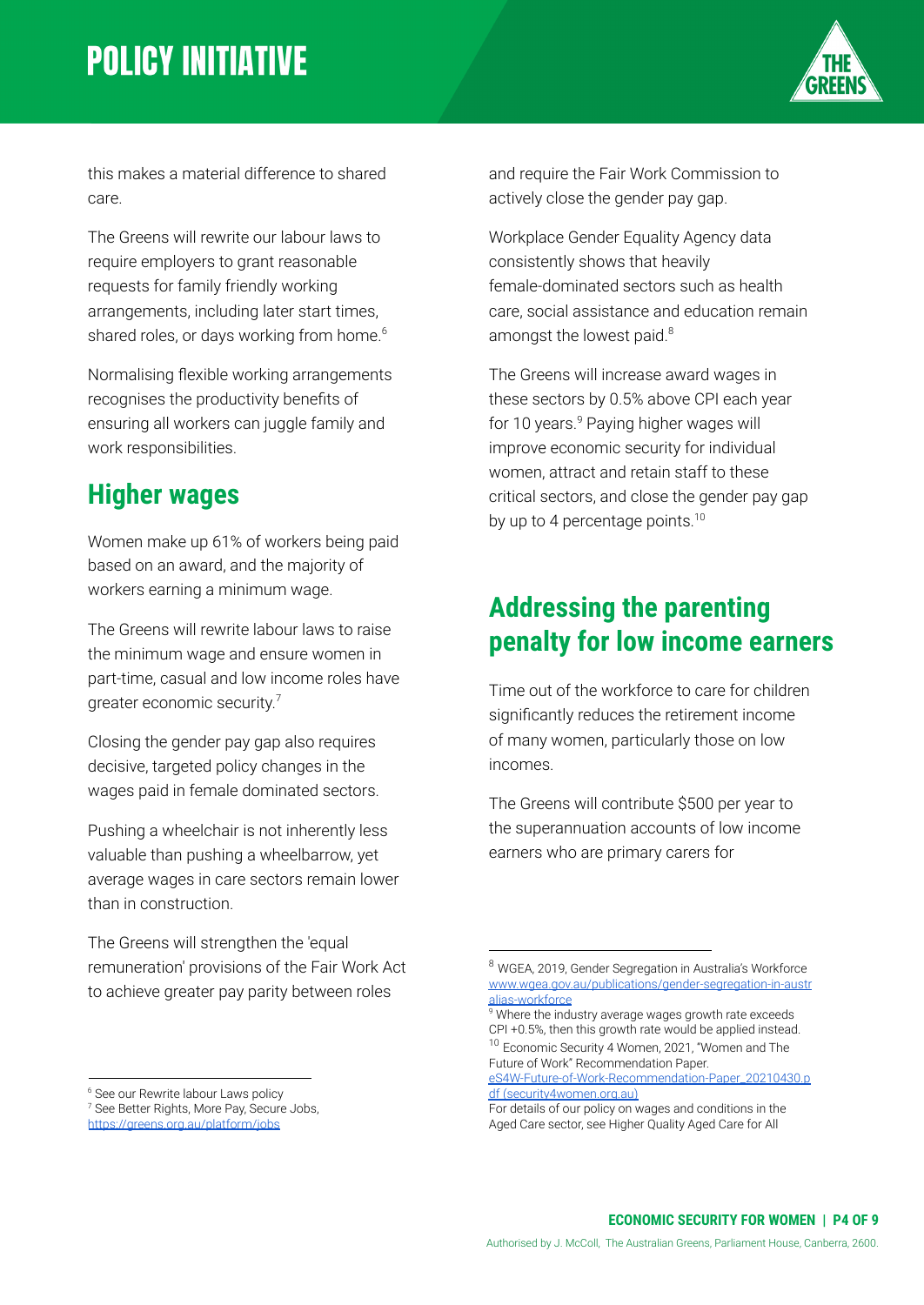this makes a material difference to shared care.

The Greens will rewrite our labour laws to require employers to grant reasonable requests for family friendly working arrangements, including later start times, shared roles, or days working from home.[6]

Normalising flexible working arrangements recognises the productivity benefits of ensuring all workers can juggle family and work responsibilities.

## Higher wages

Women make up 61% of workers being paid based on an award, and the majority of workers earning a minimum wage.

The Greens will rewrite labour laws to raise the minimum wage and ensure women in part-time, casual and low income roles have greater economic security.[7]

Closing the gender pay gap also requires decisive, targeted policy changes in the wages paid in female dominated sectors.

Pushing a wheelchair is not inherently less valuable than pushing a wheelbarrow, yet average wages in care sectors remain lower than in construction.

The Greens will strengthen the 'equal remuneration' provisions of the Fair Work Act to achieve greater pay parity between roles and require the Fair Work Commission to actively close the gender pay gap.

Workplace Gender Equality Agency data consistently shows that heavily female-dominated sectors such as health care, social assistance and education remain amongst the lowest paid.[8]

The Greens will increase award wages in these sectors by 0.5% above CPI each year for 10 years.[9] Paying higher wages will improve economic security for individual women, attract and retain staff to these critical sectors, and close the gender pay gap by up to 4 percentage points.[10]

## Addressing the parenting penalty for low income earners

Time out of the workforce to care for children significantly reduces the retirement income of many women, particularly those on low incomes.

The Greens will contribute $500 per year to the superannuation accounts of low income earners who are primary carers for

---

[6] See our Rewrite labour Laws policy

[7] See Better Rights, More Pay, Secure Jobs, https://greens.org.au/platform/jobs

[8] WGEA, 2019, Gender Segregation in Australia's Workforce www.wgea.gov.au/publications/gender-segregation-in-australias-workforce

[9] Where the industry average wages growth rate exceeds CPI +0.5%, then this growth rate would be applied instead.

[10] Economic Security 4 Women, 2021, "Women and The Future of Work" Recommendation Paper. eS4W-Future-of-Work-Recommendation-Paper_20210430.pdf (security4women.org.au)
For details of our policy on wages and conditions in the Aged Care sector, see Higher Quality Aged Care for All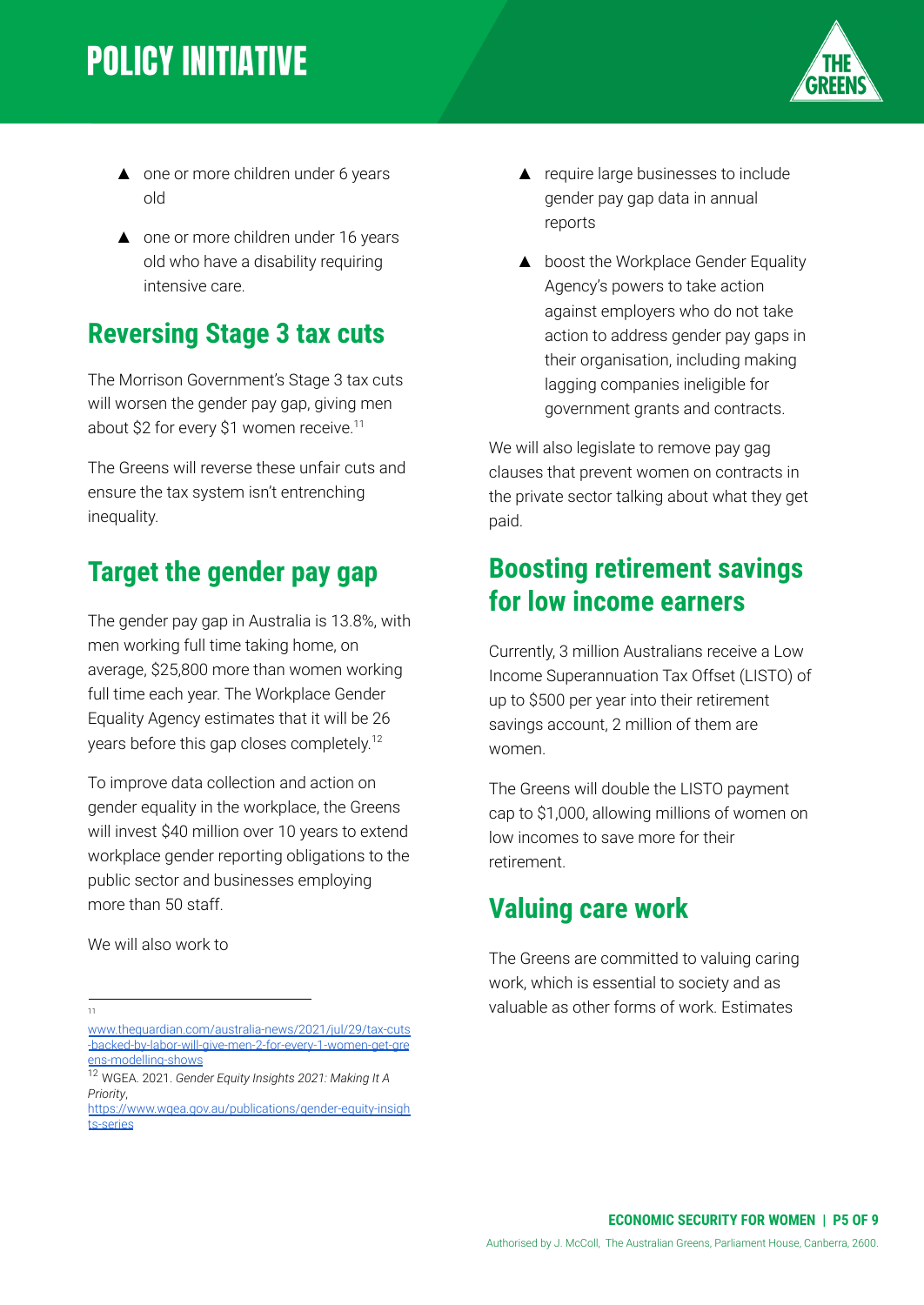- one or more children under 6 years old
- one or more children under 16 years old who have a disability requiring intensive care.

## Reversing Stage 3 tax cuts

The Morrison Government's Stage 3 tax cuts will worsen the gender pay gap, giving men about $2 for every $1 women receive.[11]

The Greens will reverse these unfair cuts and ensure the tax system isn't entrenching inequality.

## Target the gender pay gap

The gender pay gap in Australia is 13.8%, with men working full time taking home, on average, $25,800 more than women working full time each year. The Workplace Gender Equality Agency estimates that it will be 26 years before this gap closes completely.[12]

To improve data collection and action on gender equality in the workplace, the Greens will invest $40 million over 10 years to extend workplace gender reporting obligations to the public sector and businesses employing more than 50 staff.

We will also work to

- require large businesses to include gender pay gap data in annual reports
- boost the Workplace Gender Equality Agency's powers to take action against employers who do not take action to address gender pay gaps in their organisation, including making lagging companies ineligible for government grants and contracts.

We will also legislate to remove pay gag clauses that prevent women on contracts in the private sector talking about what they get paid.

## Boosting retirement savings for low income earners

Currently, 3 million Australians receive a Low Income Superannuation Tax Offset (LISTO) of up to $500 per year into their retirement savings account, 2 million of them are women.

The Greens will double the LISTO payment cap to $1,000, allowing millions of women on low incomes to save more for their retirement.

## Valuing care work

The Greens are committed to valuing caring work, which is essential to society and as valuable as other forms of work. Estimates

---

[11] www.theguardian.com/australia-news/2021/jul/29/tax-cuts-backed-by-labor-will-give-men-2-for-every-1-women-get-greens-modelling-shows

[12] WGEA. 2021. *Gender Equity Insights 2021: Making It A Priority*, https://www.wgea.gov.au/publications/gender-equity-insights-series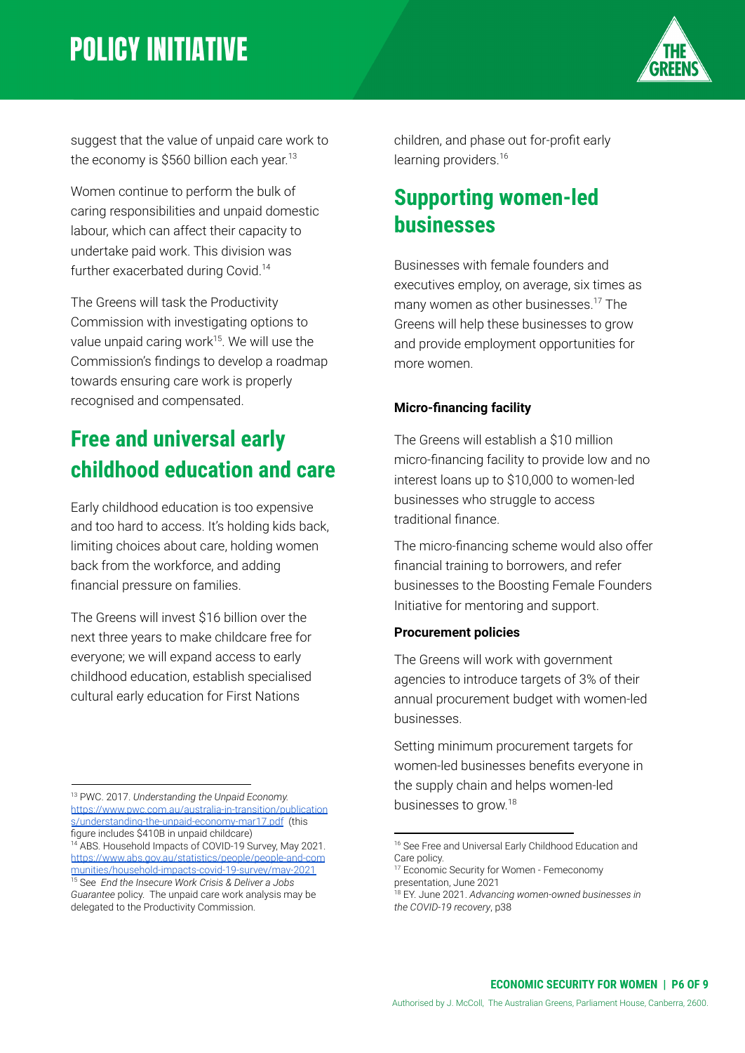suggest that the value of unpaid care work to the economy is $560 billion each year.[13]

Women continue to perform the bulk of caring responsibilities and unpaid domestic labour, which can affect their capacity to undertake paid work. This division was further exacerbated during Covid.[14]

The Greens will task the Productivity Commission with investigating options to value unpaid caring work[15]. We will use the Commission's findings to develop a roadmap towards ensuring care work is properly recognised and compensated.

## Free and universal early childhood education and care

Early childhood education is too expensive and too hard to access. It's holding kids back, limiting choices about care, holding women back from the workforce, and adding financial pressure on families.

The Greens will invest $16 billion over the next three years to make childcare free for everyone; we will expand access to early childhood education, establish specialised cultural early education for First Nations children, and phase out for-profit early learning providers.[16]

## Supporting women-led businesses

Businesses with female founders and executives employ, on average, six times as many women as other businesses.[17] The Greens will help these businesses to grow and provide employment opportunities for more women.

**Micro-financing facility**

The Greens will establish a $10 million micro-financing facility to provide low and no interest loans up to $10,000 to women-led businesses who struggle to access traditional finance.

The micro-financing scheme would also offer financial training to borrowers, and refer businesses to the Boosting Female Founders Initiative for mentoring and support.

**Procurement policies**

The Greens will work with government agencies to introduce targets of 3% of their annual procurement budget with women-led businesses.

Setting minimum procurement targets for women-led businesses benefits everyone in the supply chain and helps women-led businesses to grow.[18]

---

[13] PWC. 2017. *Understanding the Unpaid Economy.* https://www.pwc.com.au/australia-in-transition/publications/understanding-the-unpaid-economy-mar17.pdf (this figure includes $410B in unpaid childcare)

[14] ABS. Household Impacts of COVID-19 Survey, May 2021. https://www.abs.gov.au/statistics/people/people-and-communities/household-impacts-covid-19-survey/may-2021

[15] See *End the Insecure Work Crisis & Deliver a Jobs Guarantee* policy. The unpaid care work analysis may be delegated to the Productivity Commission.

[16] See Free and Universal Early Childhood Education and Care policy.

[17] Economic Security for Women - Femeconomy presentation, June 2021

[18] EY. June 2021. *Advancing women-owned businesses in the COVID-19 recovery*, p38

Authorised by J. McColl, The Australian Greens, Parliament House, Canberra, 2600.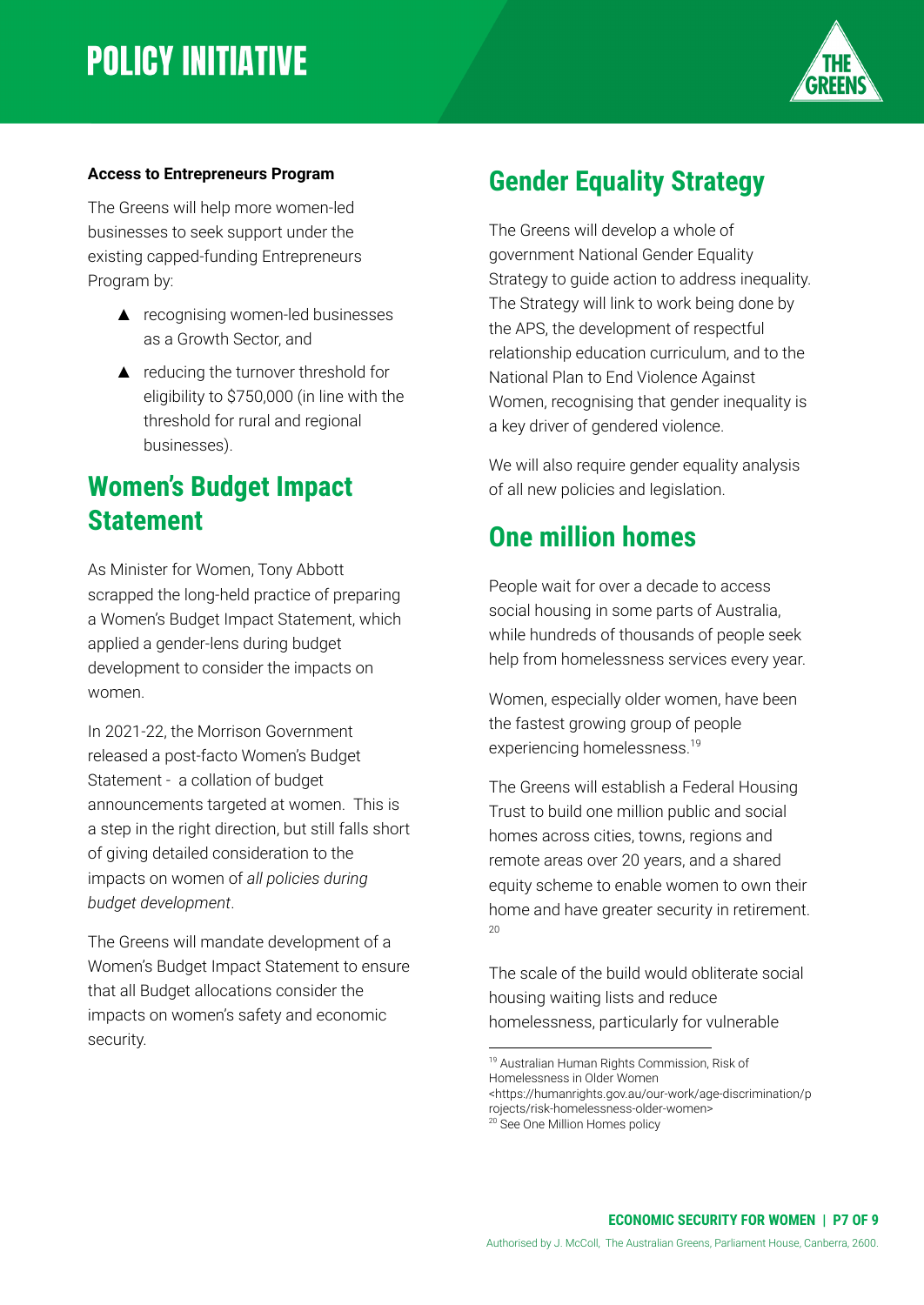**Access to Entrepreneurs Program**

The Greens will help more women-led businesses to seek support under the existing capped-funding Entrepreneurs Program by:

- recognising women-led businesses as a Growth Sector, and
- reducing the turnover threshold for eligibility to $750,000 (in line with the threshold for rural and regional businesses).

## Women's Budget Impact Statement

As Minister for Women, Tony Abbott scrapped the long-held practice of preparing a Women's Budget Impact Statement, which applied a gender-lens during budget development to consider the impacts on women.

In 2021-22, the Morrison Government released a post-facto Women's Budget Statement - a collation of budget announcements targeted at women. This is a step in the right direction, but still falls short of giving detailed consideration to the impacts on women of *all policies during budget development*.

The Greens will mandate development of a Women's Budget Impact Statement to ensure that all Budget allocations consider the impacts on women's safety and economic security.

## Gender Equality Strategy

The Greens will develop a whole of government National Gender Equality Strategy to guide action to address inequality. The Strategy will link to work being done by the APS, the development of respectful relationship education curriculum, and to the National Plan to End Violence Against Women, recognising that gender inequality is a key driver of gendered violence.

We will also require gender equality analysis of all new policies and legislation.

## One million homes

People wait for over a decade to access social housing in some parts of Australia, while hundreds of thousands of people seek help from homelessness services every year.

Women, especially older women, have been the fastest growing group of people experiencing homelessness.[19]

The Greens will establish a Federal Housing Trust to build one million public and social homes across cities, towns, regions and remote areas over 20 years, and a shared equity scheme to enable women to own their home and have greater security in retirement.[20]

The scale of the build would obliterate social housing waiting lists and reduce homelessness, particularly for vulnerable

---

[19] Australian Human Rights Commission, Risk of Homelessness in Older Women <https://humanrights.gov.au/our-work/age-discrimination/projects/risk-homelessness-older-women>

[20] See One Million Homes policy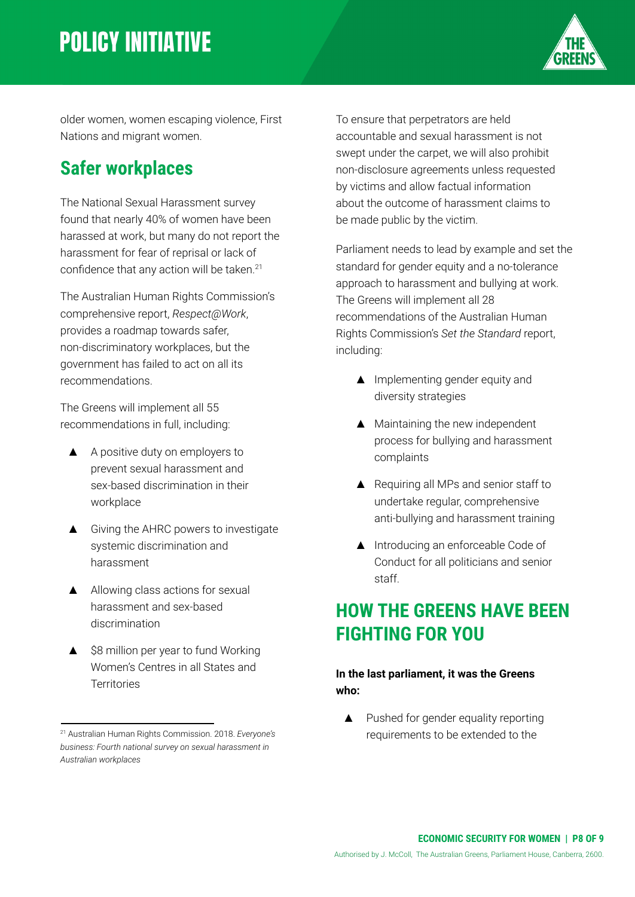older women, women escaping violence, First Nations and migrant women.

## Safer workplaces

The National Sexual Harassment survey found that nearly 40% of women have been harassed at work, but many do not report the harassment for fear of reprisal or lack of confidence that any action will be taken.[21]

The Australian Human Rights Commission's comprehensive report, *Respect@Work*, provides a roadmap towards safer, non-discriminatory workplaces, but the government has failed to act on all its recommendations.

The Greens will implement all 55 recommendations in full, including:

- A positive duty on employers to prevent sexual harassment and sex-based discrimination in their workplace
- Giving the AHRC powers to investigate systemic discrimination and harassment
- Allowing class actions for sexual harassment and sex-based discrimination
- $8 million per year to fund Working Women's Centres in all States and Territories

To ensure that perpetrators are held accountable and sexual harassment is not swept under the carpet, we will also prohibit non-disclosure agreements unless requested by victims and allow factual information about the outcome of harassment claims to be made public by the victim.

Parliament needs to lead by example and set the standard for gender equity and a no-tolerance approach to harassment and bullying at work. The Greens will implement all 28 recommendations of the Australian Human Rights Commission's *Set the Standard* report, including:

- Implementing gender equity and diversity strategies
- Maintaining the new independent process for bullying and harassment complaints
- Requiring all MPs and senior staff to undertake regular, comprehensive anti-bullying and harassment training
- Introducing an enforceable Code of Conduct for all politicians and senior staff.

## HOW THE GREENS HAVE BEEN FIGHTING FOR YOU

**In the last parliament, it was the Greens who:**

- Pushed for gender equality reporting requirements to be extended to the

---

[21] Australian Human Rights Commission. 2018. *Everyone's business: Fourth national survey on sexual harassment in Australian workplaces*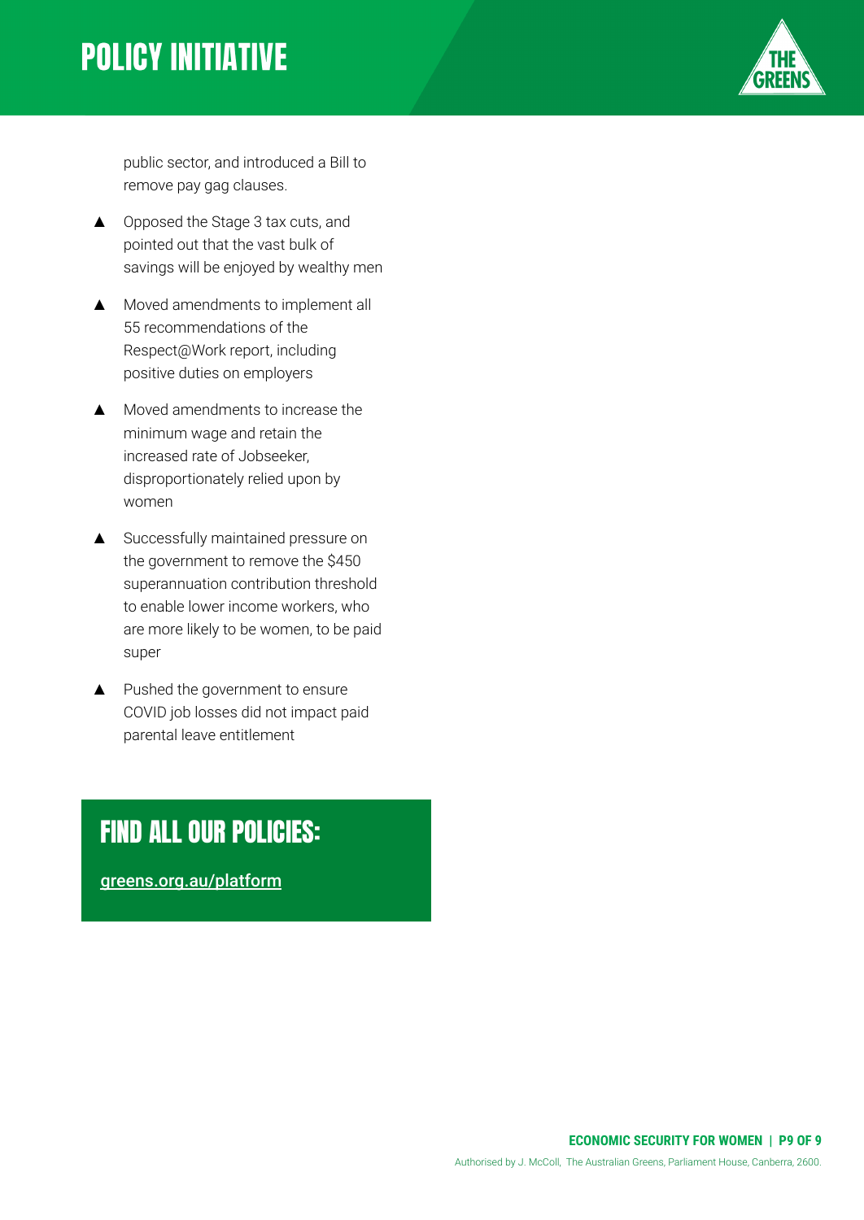public sector, and introduced a Bill to remove pay gag clauses.

- Opposed the Stage 3 tax cuts, and pointed out that the vast bulk of savings will be enjoyed by wealthy men
- Moved amendments to implement all 55 recommendations of the Respect@Work report, including positive duties on employers
- Moved amendments to increase the minimum wage and retain the increased rate of Jobseeker, disproportionately relied upon by women
- Successfully maintained pressure on the government to remove the $450 superannuation contribution threshold to enable lower income workers, who are more likely to be women, to be paid super
- Pushed the government to ensure COVID job losses did not impact paid parental leave entitlement

## FIND ALL OUR POLICIES:

greens.org.au/platform

Authorised by J. McColl, The Australian Greens, Parliament House, Canberra, 2600.